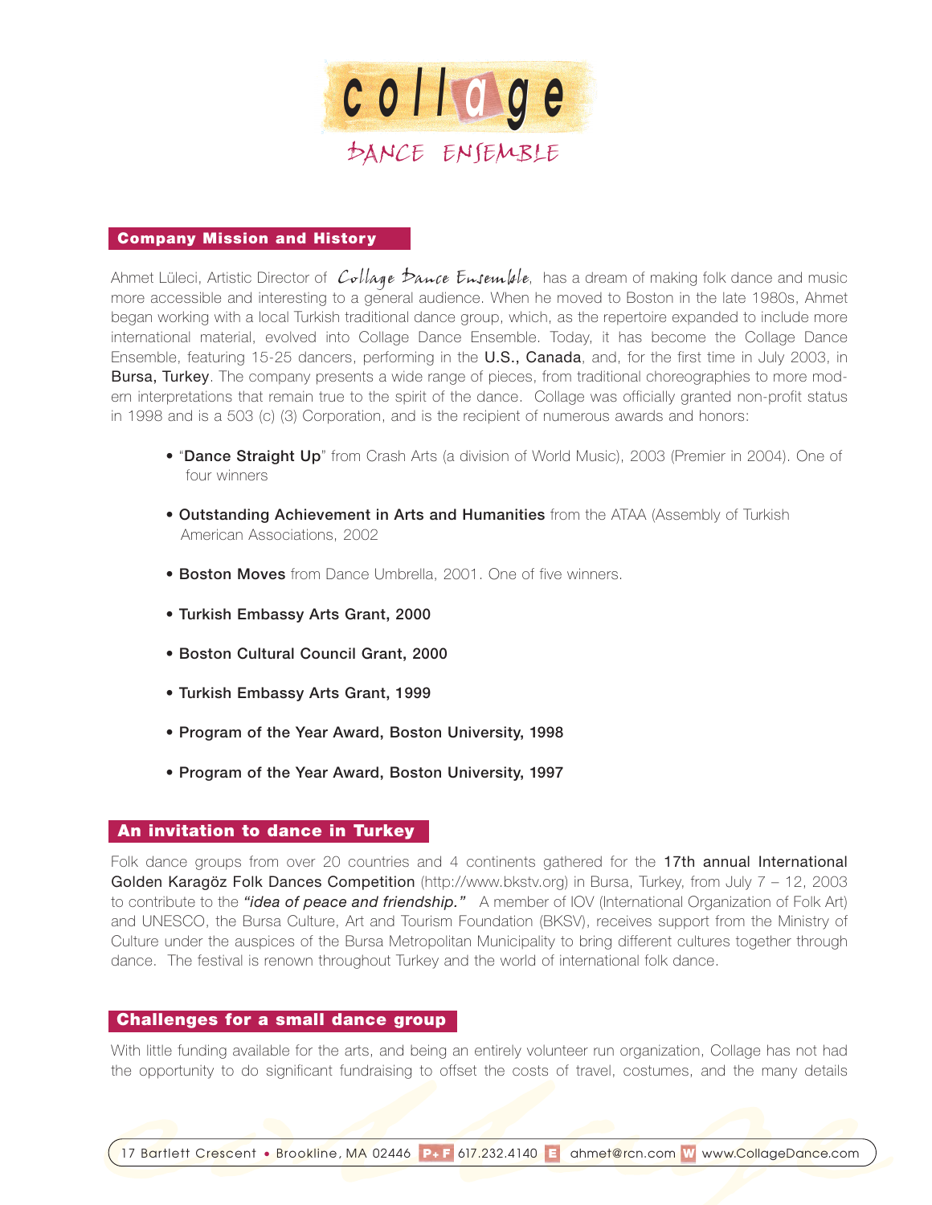# collage

DANCE ENSEMBLE

## Company Mission and History

Ahmet Lüleci, Artistic Director of *Collage Dance Ensemble*, has a dream of making folk dance and music more accessible and interesting to a general audience. When he moved to Boston in the late 1980s, Ahmet began working with a local Turkish traditional dance group, which, as the repertoire expanded to include more international material, evolved into Collage Dance Ensemble. Today, it has become the Collage Dance Ensemble, featuring 15-25 dancers, performing in the **U.S., Canada**, and, for the first time in July 2003, in **Bursa, Turkey**. The company presents a wide range of pieces, from traditional choreographies to more modern interpretations that remain true to the spirit of the dance. Collage was officially granted non-profit status in 1998 and is a 503 (c) (3) Corporation, and is the recipient of numerous awards and honors:

- "**Dance Straight Up**" from Crash Arts (a division of World Music), 2003 (Premier in 2004). One of four winners
- **Outstanding Achievement in Arts and Humanities** from the ATAA (Assembly of Turkish American Associations, 2002
- **Boston Moves** from Dance Umbrella, 2001. One of five winners.
- **Turkish Embassy Arts Grant, 2000**
- **Boston Cultural Council Grant, 2000**
- **Turkish Embassy Arts Grant, 1999**
- **Program of the Year Award, Boston University, 1998**
- **Program of the Year Award, Boston University, 1997**

## An invitation to dance in Turkey

Folk dance groups from over 20 countries and 4 continents gathered for the **17th annual International Golden Karagöz Folk Dances Competition** (http://www.bkstv.org) in Bursa, Turkey, from July 7 – 12, 2003 to contribute to the ***"idea of peace and friendship."*** A member of IOV (International Organization of Folk Art) and UNESCO, the Bursa Culture, Art and Tourism Foundation (BKSV), receives support from the Ministry of Culture under the auspices of the Bursa Metropolitan Municipality to bring different cultures together through dance. The festival is renown throughout Turkey and the world of international folk dance.

## Challenges for a small dance group

With little funding available for the arts, and being an entirely volunteer run organization, Collage has not had the opportunity to do significant fundraising to offset the costs of travel, costumes, and the many details

17 Bartlett Crescent • Brookline, MA 02446 P+F 617.232.4140 E ahmet@rcn.com W www.CollageDance.com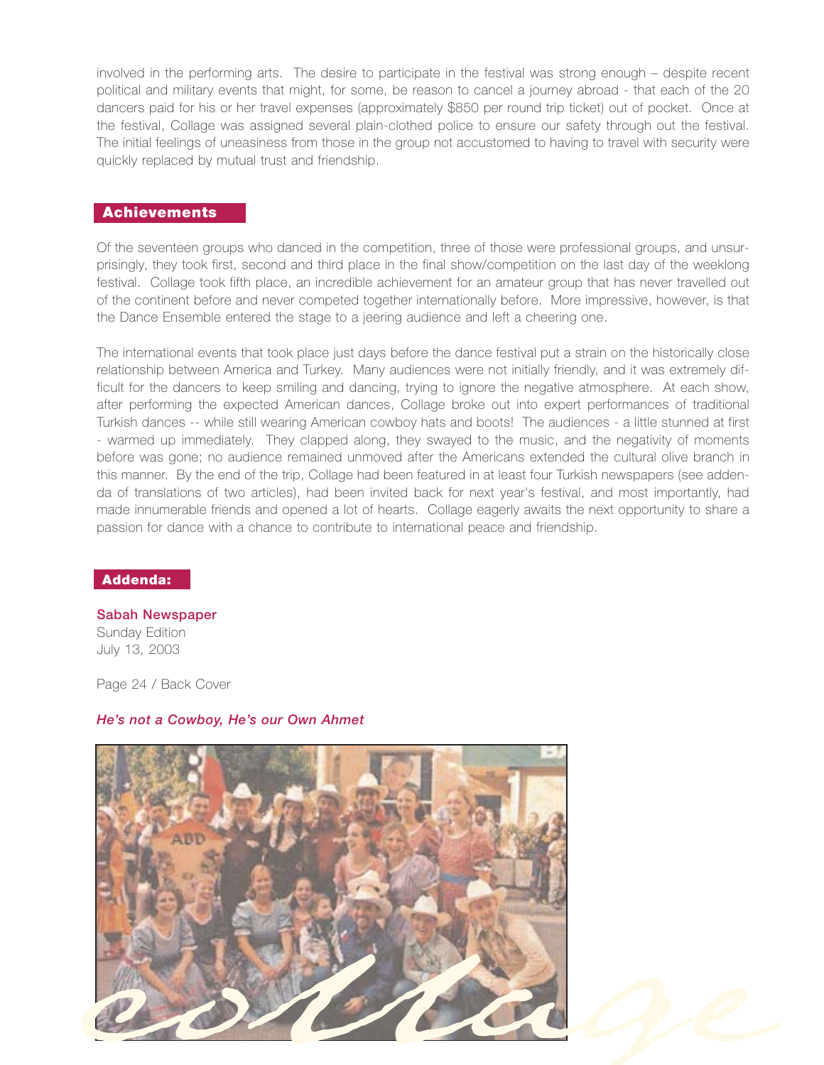involved in the performing arts. The desire to participate in the festival was strong enough – despite recent political and military events that might, for some, be reason to cancel a journey abroad - that each of the 20 dancers paid for his or her travel expenses (approximately $850 per round trip ticket) out of pocket. Once at the festival, Collage was assigned several plain-clothed police to ensure our safety through out the festival. The initial feelings of uneasiness from those in the group not accustomed to having to travel with security were quickly replaced by mutual trust and friendship.

## Achievements

Of the seventeen groups who danced in the competition, three of those were professional groups, and unsurprisingly, they took first, second and third place in the final show/competition on the last day of the weeklong festival. Collage took fifth place, an incredible achievement for an amateur group that has never travelled out of the continent before and never competed together internationally before. More impressive, however, is that the Dance Ensemble entered the stage to a jeering audience and left a cheering one.

The international events that took place just days before the dance festival put a strain on the historically close relationship between America and Turkey. Many audiences were not initially friendly, and it was extremely difficult for the dancers to keep smiling and dancing, trying to ignore the negative atmosphere. At each show, after performing the expected American dances, Collage broke out into expert performances of traditional Turkish dances -- while still wearing American cowboy hats and boots! The audiences - a little stunned at first - warmed up immediately. They clapped along, they swayed to the music, and the negativity of moments before was gone; no audience remained unmoved after the Americans extended the cultural olive branch in this manner. By the end of the trip, Collage had been featured in at least four Turkish newspapers (see addenda of translations of two articles), had been invited back for next year's festival, and most importantly, had made innumerable friends and opened a lot of hearts. Collage eagerly awaits the next opportunity to share a passion for dance with a chance to contribute to international peace and friendship.

## Addenda:

**Sabah Newspaper**
Sunday Edition
July 13, 2003

Page 24 / Back Cover

***He's not a Cowboy, He's our Own Ahmet***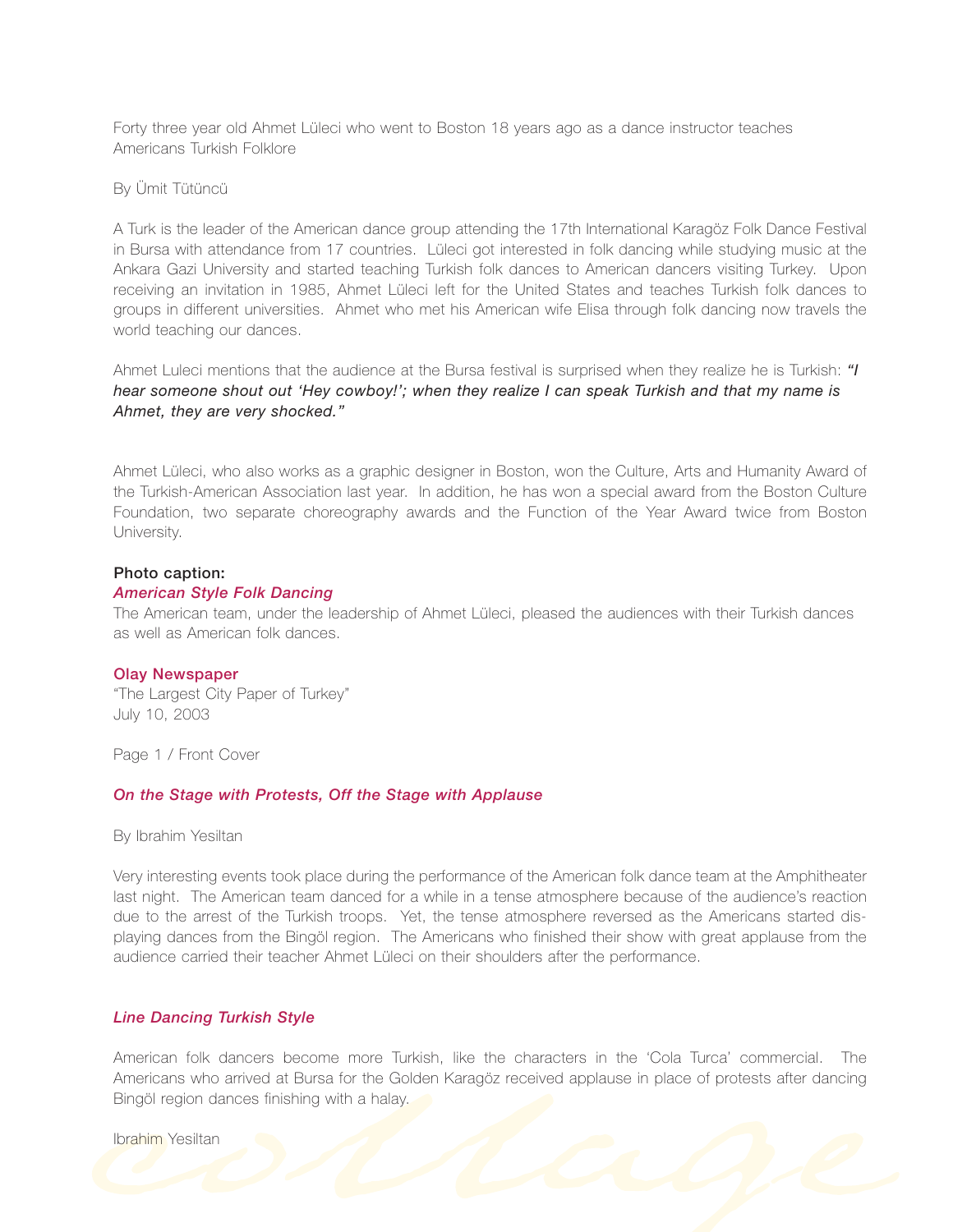Forty three year old Ahmet Lüleci who went to Boston 18 years ago as a dance instructor teaches Americans Turkish Folklore

By Ümit Tütüncü

A Turk is the leader of the American dance group attending the 17th International Karagöz Folk Dance Festival in Bursa with attendance from 17 countries. Lüleci got interested in folk dancing while studying music at the Ankara Gazi University and started teaching Turkish folk dances to American dancers visiting Turkey. Upon receiving an invitation in 1985, Ahmet Lüleci left for the United States and teaches Turkish folk dances to groups in different universities. Ahmet who met his American wife Elisa through folk dancing now travels the world teaching our dances.

Ahmet Luleci mentions that the audience at the Bursa festival is surprised when they realize he is Turkish: ***"I hear someone shout out 'Hey cowboy!'; when they realize I can speak Turkish and that my name is Ahmet, they are very shocked."***

Ahmet Lüleci, who also works as a graphic designer in Boston, won the Culture, Arts and Humanity Award of the Turkish-American Association last year. In addition, he has won a special award from the Boston Culture Foundation, two separate choreography awards and the Function of the Year Award twice from Boston University.

**Photo caption:**

***American Style Folk Dancing***

The American team, under the leadership of Ahmet Lüleci, pleased the audiences with their Turkish dances as well as American folk dances.

**Olay Newspaper**

"The Largest City Paper of Turkey"

July 10, 2003

Page 1 / Front Cover

***On the Stage with Protests, Off the Stage with Applause***

By Ibrahim Yesiltan

Very interesting events took place during the performance of the American folk dance team at the Amphitheater last night. The American team danced for a while in a tense atmosphere because of the audience's reaction due to the arrest of the Turkish troops. Yet, the tense atmosphere reversed as the Americans started displaying dances from the Bingöl region. The Americans who finished their show with great applause from the audience carried their teacher Ahmet Lüleci on their shoulders after the performance.

***Line Dancing Turkish Style***

American folk dancers become more Turkish, like the characters in the 'Cola Turca' commercial. The Americans who arrived at Bursa for the Golden Karagöz received applause in place of protests after dancing Bingöl region dances finishing with a halay.

Ibrahim Yesiltan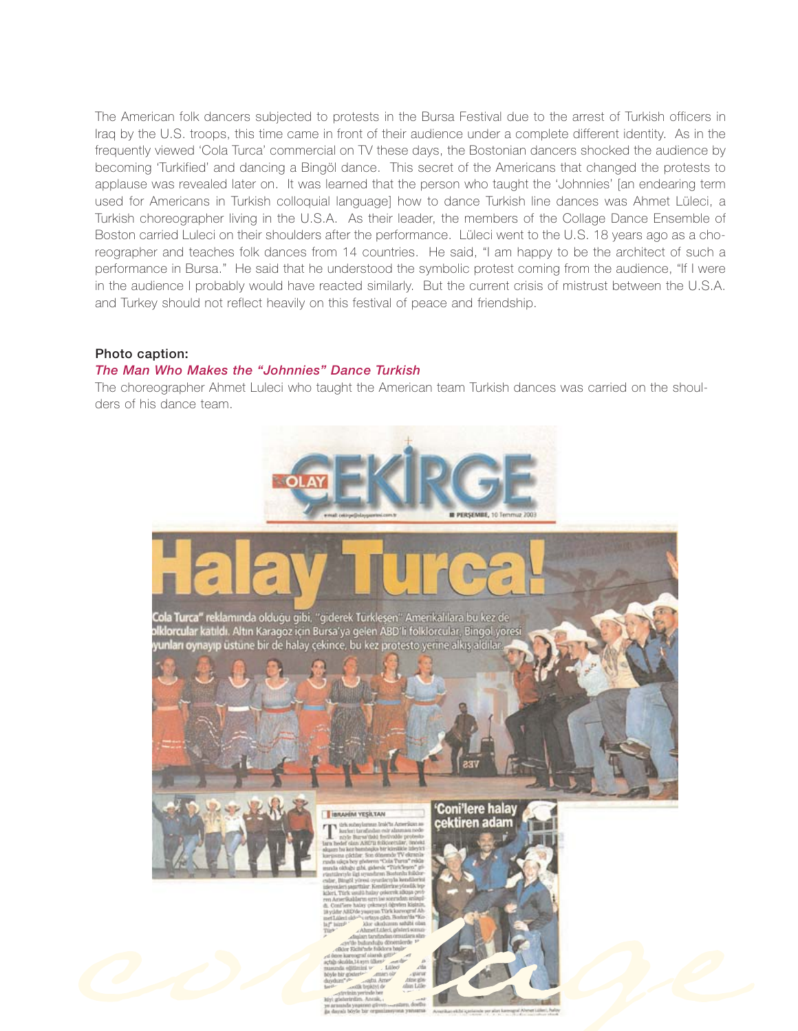The American folk dancers subjected to protests in the Bursa Festival due to the arrest of Turkish officers in Iraq by the U.S. troops, this time came in front of their audience under a complete different identity. As in the frequently viewed 'Cola Turca' commercial on TV these days, the Bostonian dancers shocked the audience by becoming 'Turkified' and dancing a Bingöl dance. This secret of the Americans that changed the protests to applause was revealed later on. It was learned that the person who taught the 'Johnnies' [an endearing term used for Americans in Turkish colloquial language] how to dance Turkish line dances was Ahmet Lüleci, a Turkish choreographer living in the U.S.A. As their leader, the members of the Collage Dance Ensemble of Boston carried Luleci on their shoulders after the performance. Lüleci went to the U.S. 18 years ago as a choreographer and teaches folk dances from 14 countries. He said, "I am happy to be the architect of such a performance in Bursa." He said that he understood the symbolic protest coming from the audience, "If I were in the audience I probably would have reacted similarly. But the current crisis of mistrust between the U.S.A. and Turkey should not reflect heavily on this festival of peace and friendship.

**Photo caption:**

***The Man Who Makes the "Johnnies" Dance Turkish***

The choreographer Ahmet Luleci who taught the American team Turkish dances was carried on the shoulders of his dance team.

OLAY ÇEKİRGE

e-mail: cekirge@olaygazetesi.com.tr ■ PERŞEMBE, 10 Temmuz 2003

# Halay Turca!

Cola Turca" reklamında olduğu gibi, "giderek Türkleşen" Amerikalılara bu kez de folklorcular katıldı. Altın Karagöz için Bursa'ya gelen ABD'li folklorcular, Bingöl yöresi oyunları oynayıp üstüne bir de halay çekince, bu kez protesto yerine alkış aldılar.

## 'Coni'lere halay çektiren adam

İBRAHİM YEŞİLTAN